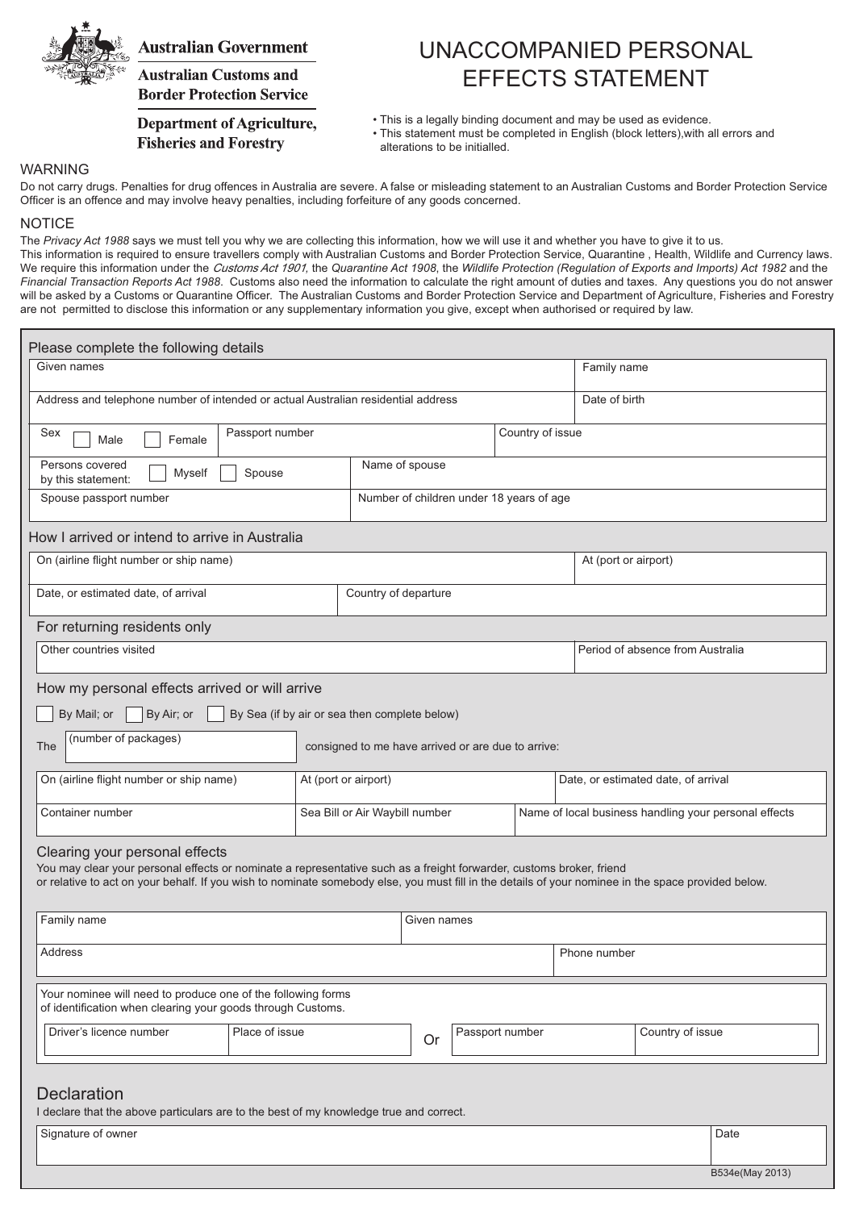Australian Government

Australian Customs and Border Protection Service

Department of Agriculture, Fisheries and Forestry

# UNACCOMPANIED PERSONAL EFFECTS STATEMENT

- This is a legally binding document and may be used as evidence.
- This statement must be completed in English (block letters),with all errors and alterations to be initialled.

## WARNING

Do not carry drugs. Penalties for drug offences in Australia are severe. A false or misleading statement to an Australian Customs and Border Protection Service Officer is an offence and may involve heavy penalties, including forfeiture of any goods concerned.

## NOTICE

The *Privacy Act 1988* says we must tell you why we are collecting this information, how we will use it and whether you have to give it to us.
This information is required to ensure travellers comply with Australian Customs and Border Protection Service, Quarantine , Health, Wildlife and Currency laws. We require this information under the *Customs Act 1901*, the *Quarantine Act 1908*, the *Wildlife Protection (Regulation of Exports and Imports) Act 1982* and the *Financial Transaction Reports Act 1988*. Customs also need the information to calculate the right amount of duties and taxes. Any questions you do not answer will be asked by a Customs or Quarantine Officer. The Australian Customs and Border Protection Service and Department of Agriculture, Fisheries and Forestry are not permitted to disclose this information or any supplementary information you give, except when authorised or required by law.

## Please complete the following details

| Given names | | Family name |
|---|---|---|
| Address and telephone number of intended or actual Australian residential address | | Date of birth |
| Sex ☐ Male ☐ Female | Passport number | Country of issue |
| Persons covered by this statement: ☐ Myself ☐ Spouse | Name of spouse | |
| Spouse passport number | Number of children under 18 years of age | |

## How I arrived or intend to arrive in Australia

| On (airline flight number or ship name) | | At (port or airport) |
|---|---|---|
| Date, or estimated date, of arrival | Country of departure | |

## For returning residents only

| Other countries visited | Period of absence from Australia |
|---|---|

## How my personal effects arrived or will arrive

☐ By Mail; or ☐ By Air; or ☐ By Sea (if by air or sea then complete below)

The (number of packages) consigned to me have arrived or are due to arrive:

| On (airline flight number or ship name) | At (port or airport) | Date, or estimated date, of arrival |
|---|---|---|
| Container number | Sea Bill or Air Waybill number | Name of local business handling your personal effects |

## Clearing your personal effects

You may clear your personal effects or nominate a representative such as a freight forwarder, customs broker, friend or relative to act on your behalf. If you wish to nominate somebody else, you must fill in the details of your nominee in the space provided below.

| Family name | Given names |
|---|---|
| Address | Phone number |

Your nominee will need to produce one of the following forms of identification when clearing your goods through Customs.

| Driver's licence number | Place of issue | Or | Passport number | Country of issue |
|---|---|---|---|---|

## Declaration

I declare that the above particulars are to the best of my knowledge true and correct.

| Signature of owner | Date |
|---|---|

B534e(May 2013)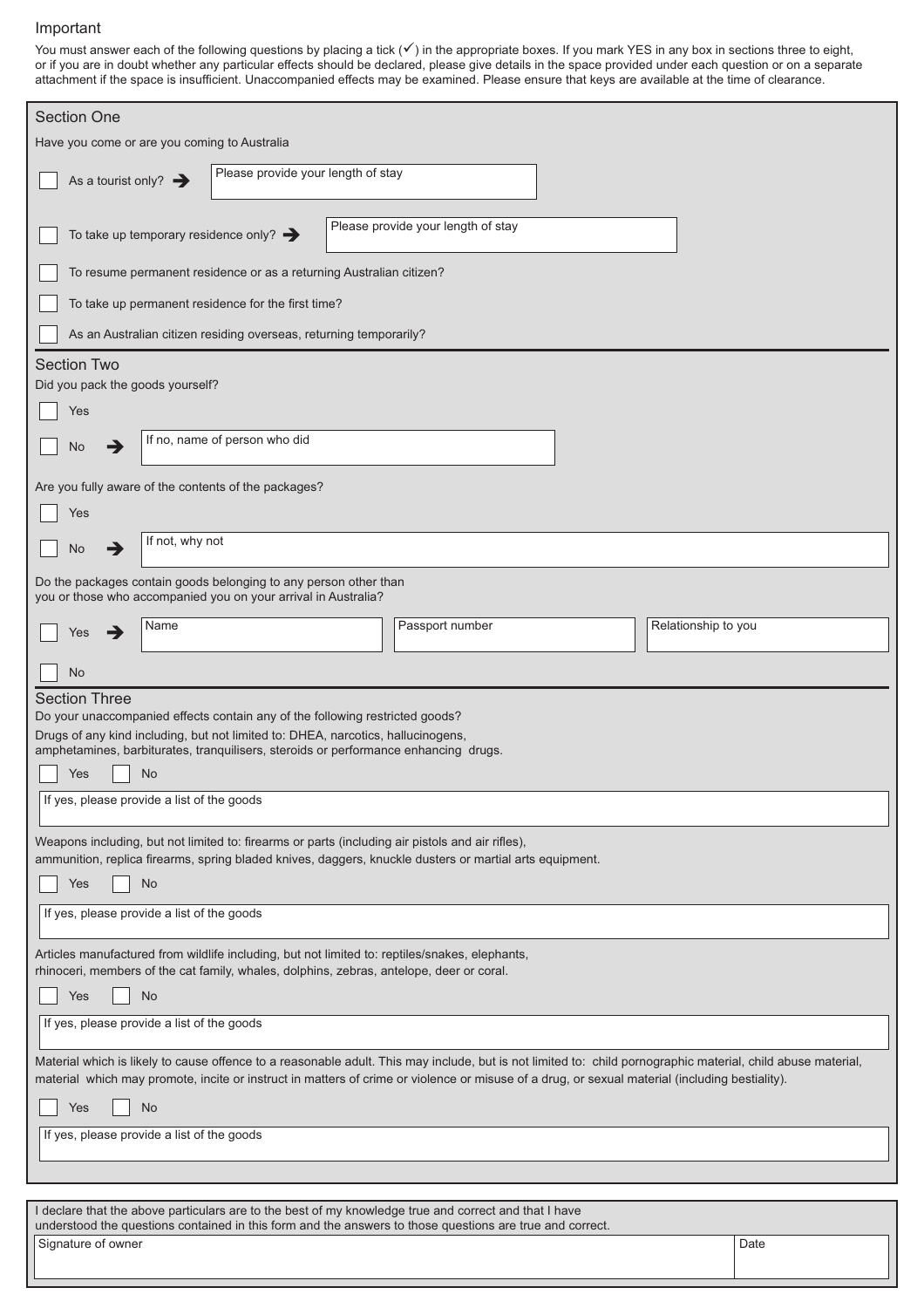Important

You must answer each of the following questions by placing a tick (✓) in the appropriate boxes. If you mark YES in any box in sections three to eight, or if you are in doubt whether any particular effects should be declared, please give details in the space provided under each question or on a separate attachment if the space is insufficient. Unaccompanied effects may be examined. Please ensure that keys are available at the time of clearance.

## Section One

Have you come or are you coming to Australia

- [ ] As a tourist only? ➔ Please provide your length of stay
- [ ] To take up temporary residence only? ➔ Please provide your length of stay
- [ ] To resume permanent residence or as a returning Australian citizen?
- [ ] To take up permanent residence for the first time?
- [ ] As an Australian citizen residing overseas, returning temporarily?

## Section Two

Did you pack the goods yourself?

- [ ] Yes
- [ ] No ➔ If no, name of person who did

Are you fully aware of the contents of the packages?

- [ ] Yes
- [ ] No ➔ If not, why not

Do the packages contain goods belonging to any person other than you or those who accompanied you on your arrival in Australia?

- [ ] Yes ➔ Name | Passport number | Relationship to you
- [ ] No

## Section Three

Do your unaccompanied effects contain any of the following restricted goods?

Drugs of any kind including, but not limited to: DHEA, narcotics, hallucinogens, amphetamines, barbiturates, tranquilisers, steroids or performance enhancing drugs.

- [ ] Yes
- [ ] No

If yes, please provide a list of the goods

Weapons including, but not limited to: firearms or parts (including air pistols and air rifles), ammunition, replica firearms, spring bladed knives, daggers, knuckle dusters or martial arts equipment.

- [ ] Yes
- [ ] No

If yes, please provide a list of the goods

Articles manufactured from wildlife including, but not limited to: reptiles/snakes, elephants, rhinoceri, members of the cat family, whales, dolphins, zebras, antelope, deer or coral.

- [ ] Yes
- [ ] No

If yes, please provide a list of the goods

Material which is likely to cause offence to a reasonable adult. This may include, but is not limited to: child pornographic material, child abuse material, material which may promote, incite or instruct in matters of crime or violence or misuse of a drug, or sexual material (including bestiality).

- [ ] Yes
- [ ] No

If yes, please provide a list of the goods

I declare that the above particulars are to the best of my knowledge true and correct and that I have understood the questions contained in this form and the answers to those questions are true and correct.

| Signature of owner | Date |
|---|---|
| | |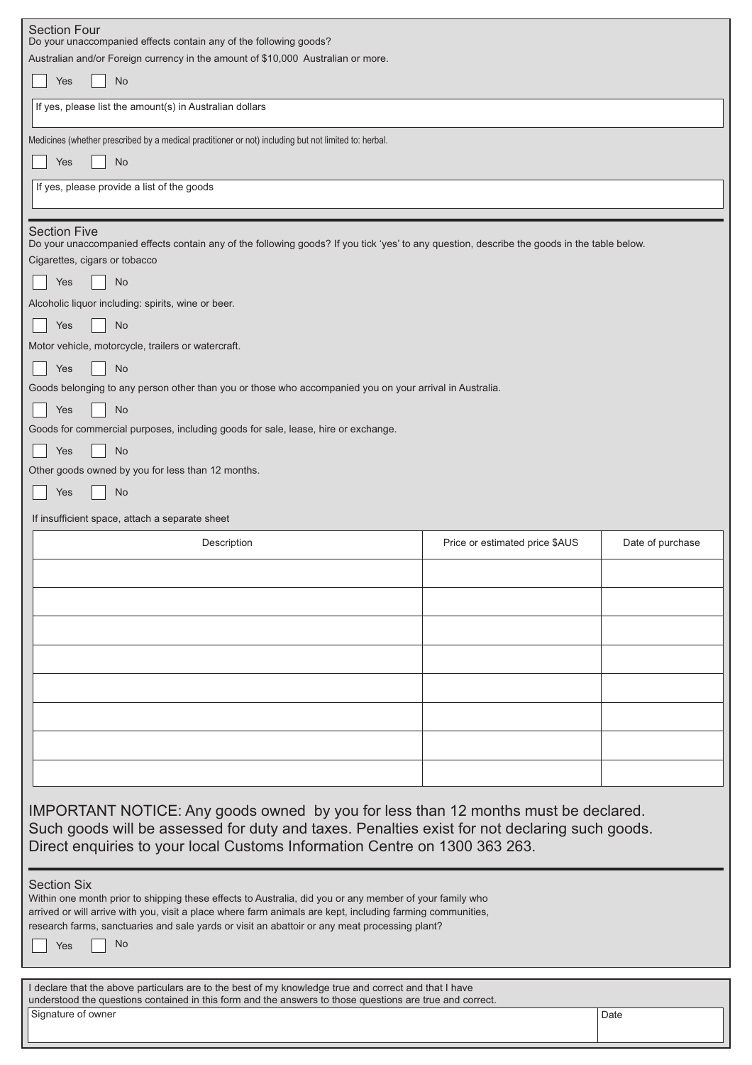## Section Four

Do your unaccompanied effects contain any of the following goods?

Australian and/or Foreign currency in the amount of $10,000 Australian or more.

☐ Yes ☐ No

If yes, please list the amount(s) in Australian dollars

Medicines (whether prescribed by a medical practitioner or not) including but not limited to: herbal.

☐ Yes ☐ No

If yes, please provide a list of the goods

## Section Five

Do your unaccompanied effects contain any of the following goods? If you tick 'yes' to any question, describe the goods in the table below.

Cigarettes, cigars or tobacco

☐ Yes ☐ No

Alcoholic liquor including: spirits, wine or beer.

☐ Yes ☐ No

Motor vehicle, motorcycle, trailers or watercraft.

☐ Yes ☐ No

Goods belonging to any person other than you or those who accompanied you on your arrival in Australia.

☐ Yes ☐ No

Goods for commercial purposes, including goods for sale, lease, hire or exchange.

☐ Yes ☐ No

Other goods owned by you for less than 12 months.

☐ Yes ☐ No

If insufficient space, attach a separate sheet

| Description | Price or estimated price $AUS | Date of purchase |
|---|---|---|
| | | |
| | | |
| | | |
| | | |
| | | |
| | | |
| | | |
| | | |

IMPORTANT NOTICE: Any goods owned by you for less than 12 months must be declared. Such goods will be assessed for duty and taxes. Penalties exist for not declaring such goods. Direct enquiries to your local Customs Information Centre on 1300 363 263.

## Section Six

Within one month prior to shipping these effects to Australia, did you or any member of your family who arrived or will arrive with you, visit a place where farm animals are kept, including farming communities, research farms, sanctuaries and sale yards or visit an abattoir or any meat processing plant?

☐ Yes ☐ No

I declare that the above particulars are to the best of my knowledge true and correct and that I have understood the questions contained in this form and the answers to those questions are true and correct.

| Signature of owner | Date |
|---|---|
| | |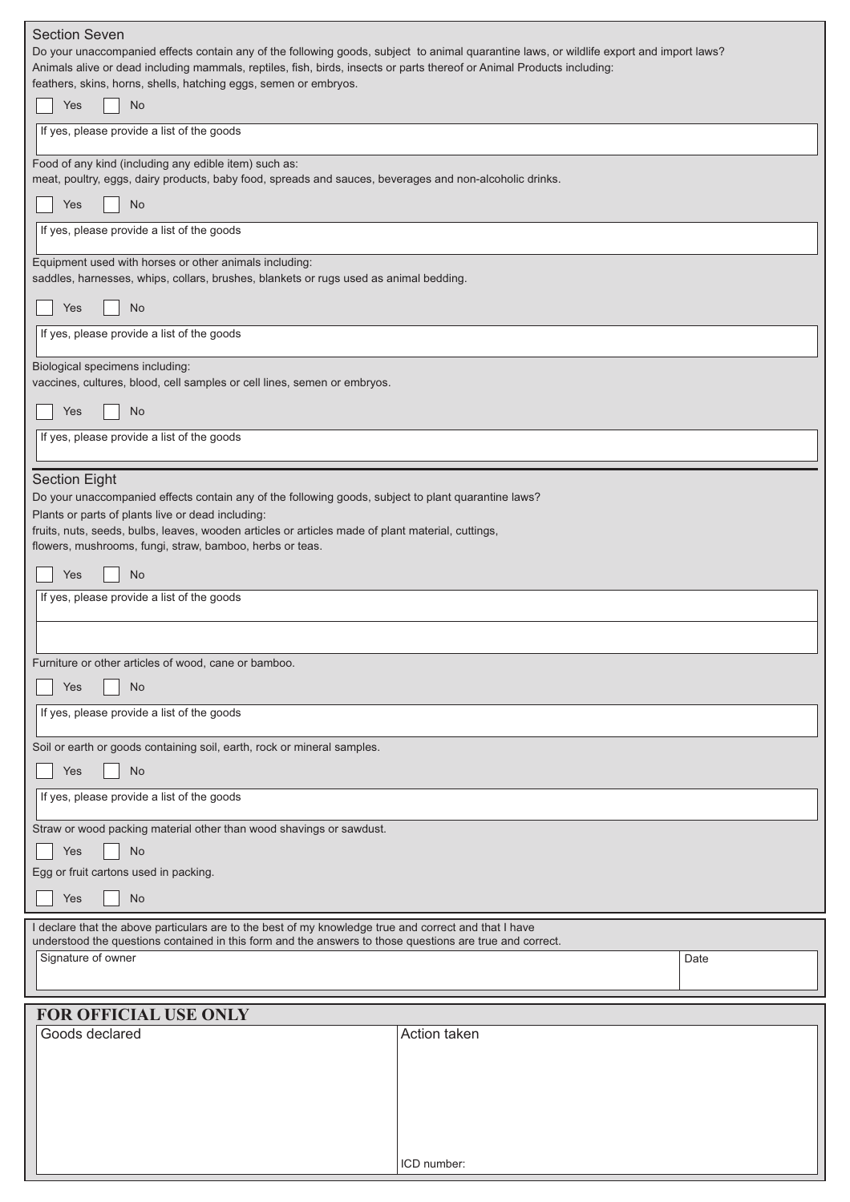## Section Seven

Do your unaccompanied effects contain any of the following goods, subject to animal quarantine laws, or wildlife export and import laws?

Animals alive or dead including mammals, reptiles, fish, birds, insects or parts thereof or Animal Products including: feathers, skins, horns, shells, hatching eggs, semen or embryos.

☐ Yes ☐ No

If yes, please provide a list of the goods

Food of any kind (including any edible item) such as: meat, poultry, eggs, dairy products, baby food, spreads and sauces, beverages and non-alcoholic drinks.

☐ Yes ☐ No

If yes, please provide a list of the goods

Equipment used with horses or other animals including: saddles, harnesses, whips, collars, brushes, blankets or rugs used as animal bedding.

☐ Yes ☐ No

If yes, please provide a list of the goods

Biological specimens including: vaccines, cultures, blood, cell samples or cell lines, semen or embryos.

☐ Yes ☐ No

If yes, please provide a list of the goods

## Section Eight

Do your unaccompanied effects contain any of the following goods, subject to plant quarantine laws?

Plants or parts of plants live or dead including: fruits, nuts, seeds, bulbs, leaves, wooden articles or articles made of plant material, cuttings, flowers, mushrooms, fungi, straw, bamboo, herbs or teas.

☐ Yes ☐ No

If yes, please provide a list of the goods

Furniture or other articles of wood, cane or bamboo.

☐ Yes ☐ No

If yes, please provide a list of the goods

Soil or earth or goods containing soil, earth, rock or mineral samples.

☐ Yes ☐ No

If yes, please provide a list of the goods

Straw or wood packing material other than wood shavings or sawdust.

☐ Yes ☐ No

Egg or fruit cartons used in packing.

☐ Yes ☐ No

I declare that the above particulars are to the best of my knowledge true and correct and that I have understood the questions contained in this form and the answers to those questions are true and correct.

| Signature of owner | Date |
|---|---|
| | |

## FOR OFFICIAL USE ONLY

| Goods declared | Action taken |
|---|---|
| | ICD number: |